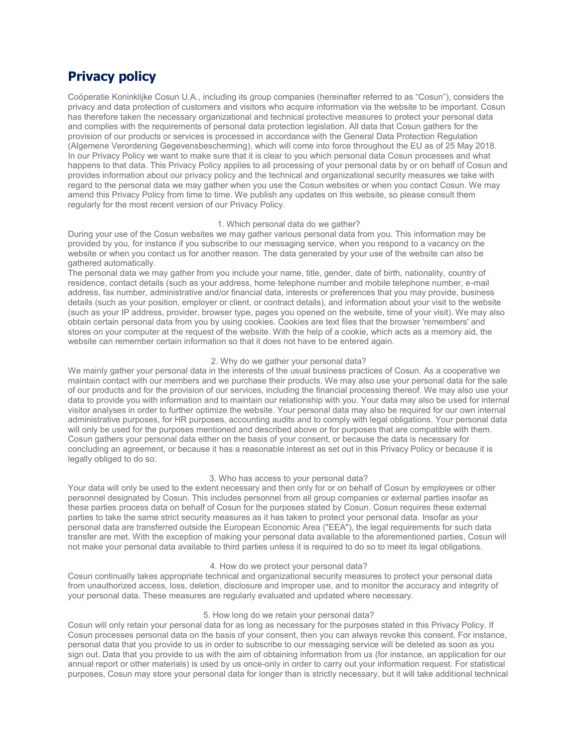# Privacy policy

Coöperatie Koninklijke Cosun U.A., including its group companies (hereinafter referred to as "Cosun"), considers the privacy and data protection of customers and visitors who acquire information via the website to be important. Cosun has therefore taken the necessary organizational and technical protective measures to protect your personal data and complies with the requirements of personal data protection legislation. All data that Cosun gathers for the provision of our products or services is processed in accordance with the General Data Protection Regulation (Algemene Verordening Gegevensbescherming), which will come into force throughout the EU as of 25 May 2018. In our Privacy Policy we want to make sure that it is clear to you which personal data Cosun processes and what happens to that data. This Privacy Policy applies to all processing of your personal data by or on behalf of Cosun and provides information about our privacy policy and the technical and organizational security measures we take with regard to the personal data we may gather when you use the Cosun websites or when you contact Cosun. We may amend this Privacy Policy from time to time. We publish any updates on this website, so please consult them regularly for the most recent version of our Privacy Policy.

## 1. Which personal data do we gather?

During your use of the Cosun websites we may gather various personal data from you. This information may be provided by you, for instance if you subscribe to our messaging service, when you respond to a vacancy on the website or when you contact us for another reason. The data generated by your use of the website can also be gathered automatically.

The personal data we may gather from you include your name, title, gender, date of birth, nationality, country of residence, contact details (such as your address, home telephone number and mobile telephone number, e-mail address, fax number, administrative and/or financial data, interests or preferences that you may provide, business details (such as your position, employer or client, or contract details), and information about your visit to the website (such as your IP address, provider, browser type, pages you opened on the website, time of your visit). We may also obtain certain personal data from you by using cookies. Cookies are text files that the browser 'remembers' and stores on your computer at the request of the website. With the help of a cookie, which acts as a memory aid, the website can remember certain information so that it does not have to be entered again.

## 2. Why do we gather your personal data?

We mainly gather your personal data in the interests of the usual business practices of Cosun. As a cooperative we maintain contact with our members and we purchase their products. We may also use your personal data for the sale of our products and for the provision of our services, including the financial processing thereof. We may also use your data to provide you with information and to maintain our relationship with you. Your data may also be used for internal visitor analyses in order to further optimize the website. Your personal data may also be required for our own internal administrative purposes, for HR purposes, accounting audits and to comply with legal obligations. Your personal data will only be used for the purposes mentioned and described above or for purposes that are compatible with them. Cosun gathers your personal data either on the basis of your consent, or because the data is necessary for concluding an agreement, or because it has a reasonable interest as set out in this Privacy Policy or because it is legally obliged to do so.

## 3. Who has access to your personal data?

Your data will only be used to the extent necessary and then only for or on behalf of Cosun by employees or other personnel designated by Cosun. This includes personnel from all group companies or external parties insofar as these parties process data on behalf of Cosun for the purposes stated by Cosun. Cosun requires these external parties to take the same strict security measures as it has taken to protect your personal data. Insofar as your personal data are transferred outside the European Economic Area ("EEA"), the legal requirements for such data transfer are met. With the exception of making your personal data available to the aforementioned parties, Cosun will not make your personal data available to third parties unless it is required to do so to meet its legal obligations.

## 4. How do we protect your personal data?

Cosun continually takes appropriate technical and organizational security measures to protect your personal data from unauthorized access, loss, deletion, disclosure and improper use, and to monitor the accuracy and integrity of your personal data. These measures are regularly evaluated and updated where necessary.

## 5. How long do we retain your personal data?

Cosun will only retain your personal data for as long as necessary for the purposes stated in this Privacy Policy. If Cosun processes personal data on the basis of your consent, then you can always revoke this consent. For instance, personal data that you provide to us in order to subscribe to our messaging service will be deleted as soon as you sign out. Data that you provide to us with the aim of obtaining information from us (for instance, an application for our annual report or other materials) is used by us once-only in order to carry out your information request. For statistical purposes, Cosun may store your personal data for longer than is strictly necessary, but it will take additional technical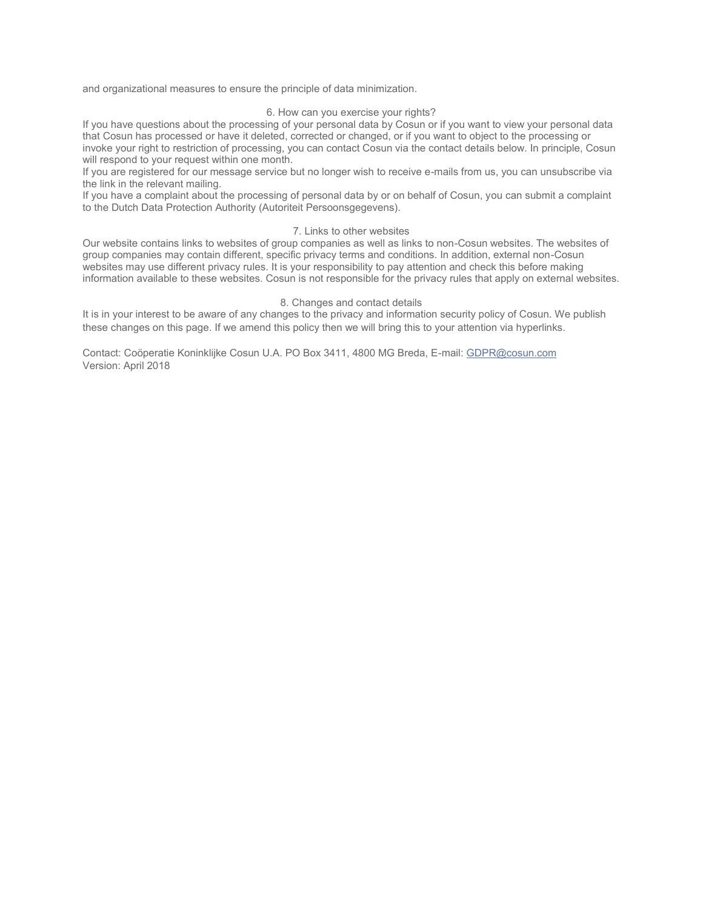and organizational measures to ensure the principle of data minimization.

## 6. How can you exercise your rights?

If you have questions about the processing of your personal data by Cosun or if you want to view your personal data that Cosun has processed or have it deleted, corrected or changed, or if you want to object to the processing or invoke your right to restriction of processing, you can contact Cosun via the contact details below. In principle, Cosun will respond to your request within one month.
If you are registered for our message service but no longer wish to receive e-mails from us, you can unsubscribe via the link in the relevant mailing.
If you have a complaint about the processing of personal data by or on behalf of Cosun, you can submit a complaint to the Dutch Data Protection Authority (Autoriteit Persoonsgegevens).

## 7. Links to other websites

Our website contains links to websites of group companies as well as links to non-Cosun websites. The websites of group companies may contain different, specific privacy terms and conditions. In addition, external non-Cosun websites may use different privacy rules. It is your responsibility to pay attention and check this before making information available to these websites. Cosun is not responsible for the privacy rules that apply on external websites.

## 8. Changes and contact details

It is in your interest to be aware of any changes to the privacy and information security policy of Cosun. We publish these changes on this page. If we amend this policy then we will bring this to your attention via hyperlinks.

Contact: Coöperatie Koninklijke Cosun U.A. PO Box 3411, 4800 MG Breda, E-mail: GDPR@cosun.com
Version: April 2018